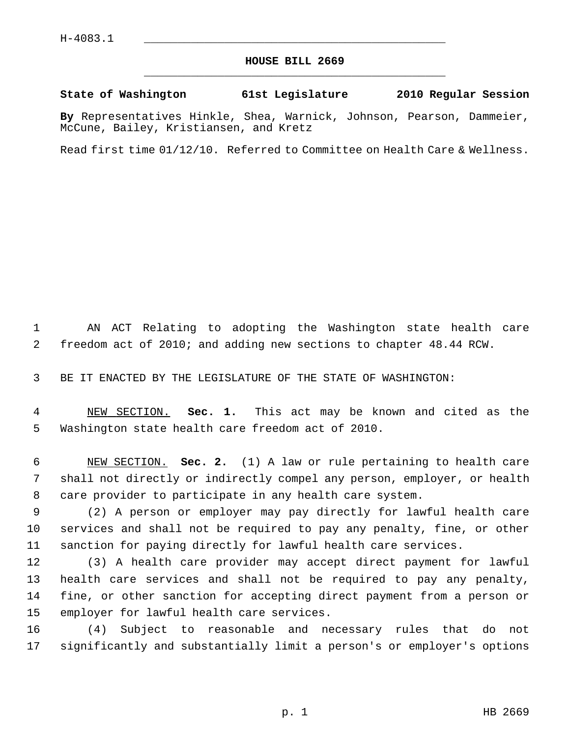H-4083.1

# HOUSE BILL 2669

**State of Washington 61st Legislature 2010 Regular Session**

**By** Representatives Hinkle, Shea, Warnick, Johnson, Pearson, Dammeier, McCune, Bailey, Kristiansen, and Kretz

Read first time 01/12/10. Referred to Committee on Health Care & Wellness.

AN ACT Relating to adopting the Washington state health care freedom act of 2010; and adding new sections to chapter 48.44 RCW.

BE IT ENACTED BY THE LEGISLATURE OF THE STATE OF WASHINGTON:

NEW SECTION. **Sec. 1.** This act may be known and cited as the Washington state health care freedom act of 2010.

NEW SECTION. **Sec. 2.** (1) A law or rule pertaining to health care shall not directly or indirectly compel any person, employer, or health care provider to participate in any health care system.

(2) A person or employer may pay directly for lawful health care services and shall not be required to pay any penalty, fine, or other sanction for paying directly for lawful health care services.

(3) A health care provider may accept direct payment for lawful health care services and shall not be required to pay any penalty, fine, or other sanction for accepting direct payment from a person or employer for lawful health care services.

(4) Subject to reasonable and necessary rules that do not significantly and substantially limit a person's or employer's options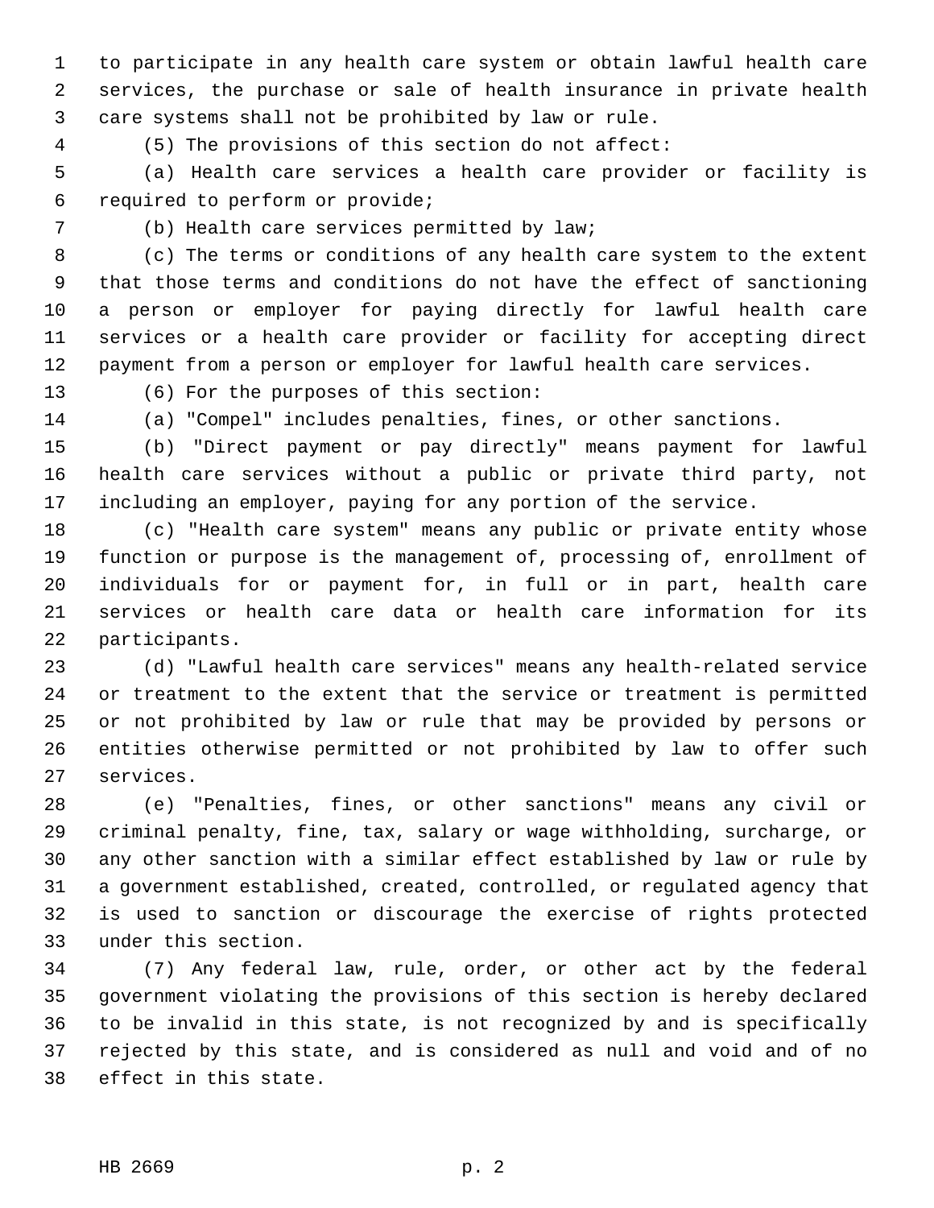to participate in any health care system or obtain lawful health care services, the purchase or sale of health insurance in private health care systems shall not be prohibited by law or rule.

(5) The provisions of this section do not affect:

(a) Health care services a health care provider or facility is required to perform or provide;

(b) Health care services permitted by law;

(c) The terms or conditions of any health care system to the extent that those terms and conditions do not have the effect of sanctioning a person or employer for paying directly for lawful health care services or a health care provider or facility for accepting direct payment from a person or employer for lawful health care services.

(6) For the purposes of this section:

(a) "Compel" includes penalties, fines, or other sanctions.

(b) "Direct payment or pay directly" means payment for lawful health care services without a public or private third party, not including an employer, paying for any portion of the service.

(c) "Health care system" means any public or private entity whose function or purpose is the management of, processing of, enrollment of individuals for or payment for, in full or in part, health care services or health care data or health care information for its participants.

(d) "Lawful health care services" means any health-related service or treatment to the extent that the service or treatment is permitted or not prohibited by law or rule that may be provided by persons or entities otherwise permitted or not prohibited by law to offer such services.

(e) "Penalties, fines, or other sanctions" means any civil or criminal penalty, fine, tax, salary or wage withholding, surcharge, or any other sanction with a similar effect established by law or rule by a government established, created, controlled, or regulated agency that is used to sanction or discourage the exercise of rights protected under this section.

(7) Any federal law, rule, order, or other act by the federal government violating the provisions of this section is hereby declared to be invalid in this state, is not recognized by and is specifically rejected by this state, and is considered as null and void and of no effect in this state.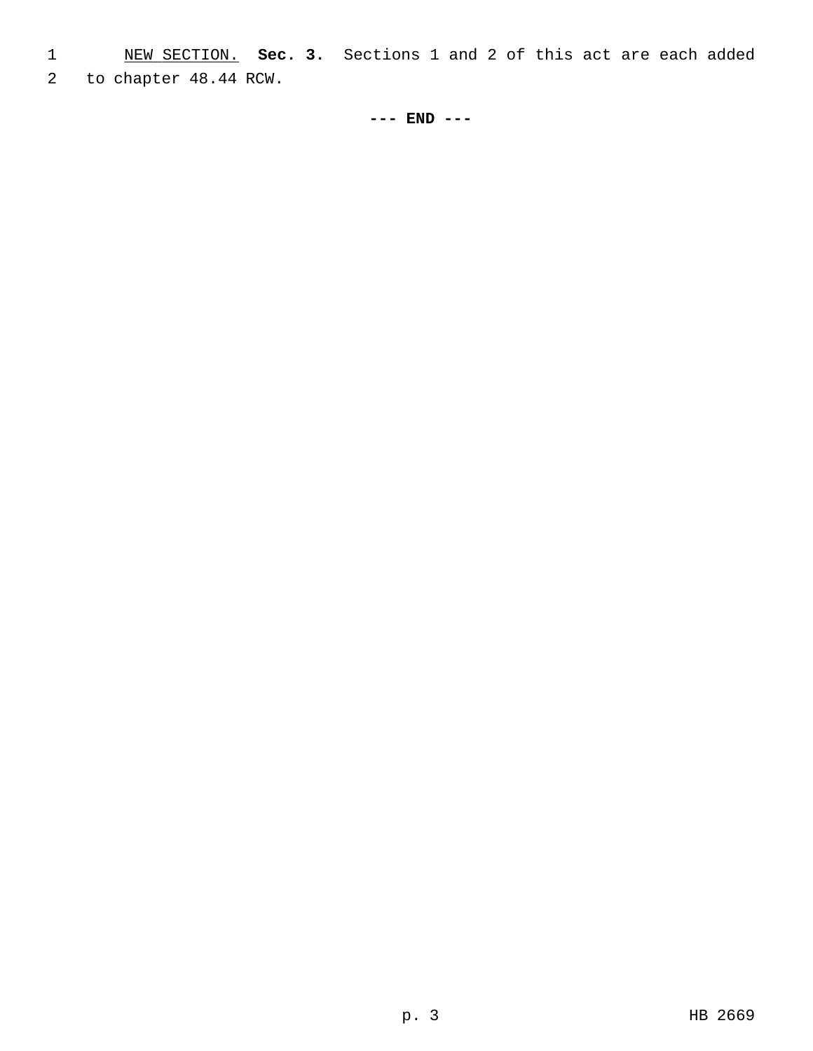NEW SECTION. **Sec. 3.** Sections 1 and 2 of this act are each added to chapter 48.44 RCW.

**--- END ---**